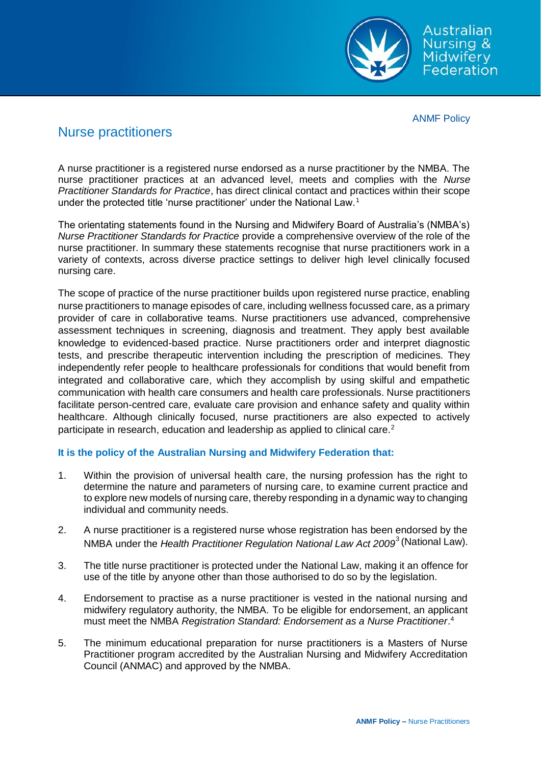ANMF Policy

# Nurse practitioners

A nurse practitioner is a registered nurse endorsed as a nurse practitioner by the NMBA. The nurse practitioner practices at an advanced level, meets and complies with the *Nurse Practitioner Standards for Practice*, has direct clinical contact and practices within their scope under the protected title 'nurse practitioner' under the National Law.[1]

The orientating statements found in the Nursing and Midwifery Board of Australia's (NMBA's) *Nurse Practitioner Standards for Practice* provide a comprehensive overview of the role of the nurse practitioner. In summary these statements recognise that nurse practitioners work in a variety of contexts, across diverse practice settings to deliver high level clinically focused nursing care.

The scope of practice of the nurse practitioner builds upon registered nurse practice, enabling nurse practitioners to manage episodes of care, including wellness focussed care, as a primary provider of care in collaborative teams. Nurse practitioners use advanced, comprehensive assessment techniques in screening, diagnosis and treatment. They apply best available knowledge to evidenced-based practice. Nurse practitioners order and interpret diagnostic tests, and prescribe therapeutic intervention including the prescription of medicines. They independently refer people to healthcare professionals for conditions that would benefit from integrated and collaborative care, which they accomplish by using skilful and empathetic communication with health care consumers and health care professionals. Nurse practitioners facilitate person-centred care, evaluate care provision and enhance safety and quality within healthcare. Although clinically focused, nurse practitioners are also expected to actively participate in research, education and leadership as applied to clinical care.[2]

### It is the policy of the Australian Nursing and Midwifery Federation that:

1. Within the provision of universal health care, the nursing profession has the right to determine the nature and parameters of nursing care, to examine current practice and to explore new models of nursing care, thereby responding in a dynamic way to changing individual and community needs.

2. A nurse practitioner is a registered nurse whose registration has been endorsed by the NMBA under the *Health Practitioner Regulation National Law Act 2009*[3] (National Law).

3. The title nurse practitioner is protected under the National Law, making it an offence for use of the title by anyone other than those authorised to do so by the legislation.

4. Endorsement to practise as a nurse practitioner is vested in the national nursing and midwifery regulatory authority, the NMBA. To be eligible for endorsement, an applicant must meet the NMBA *Registration Standard: Endorsement as a Nurse Practitioner*.[4]

5. The minimum educational preparation for nurse practitioners is a Masters of Nurse Practitioner program accredited by the Australian Nursing and Midwifery Accreditation Council (ANMAC) and approved by the NMBA.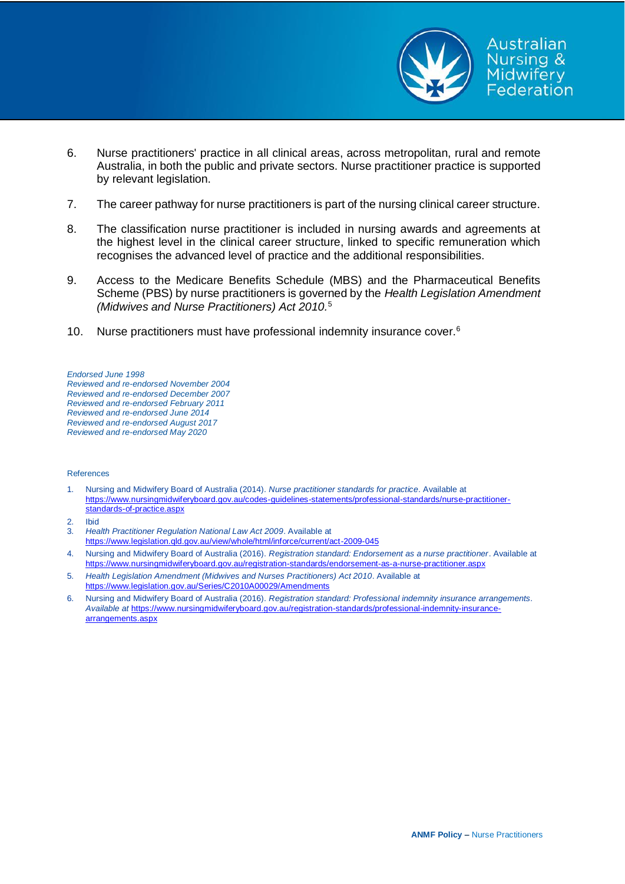6. Nurse practitioners' practice in all clinical areas, across metropolitan, rural and remote Australia, in both the public and private sectors. Nurse practitioner practice is supported by relevant legislation.

7. The career pathway for nurse practitioners is part of the nursing clinical career structure.

8. The classification nurse practitioner is included in nursing awards and agreements at the highest level in the clinical career structure, linked to specific remuneration which recognises the advanced level of practice and the additional responsibilities.

9. Access to the Medicare Benefits Schedule (MBS) and the Pharmaceutical Benefits Scheme (PBS) by nurse practitioners is governed by the *Health Legislation Amendment (Midwives and Nurse Practitioners) Act 2010.*[5]

10. Nurse practitioners must have professional indemnity insurance cover.[6]

*Endorsed June 1998*
*Reviewed and re-endorsed November 2004*
*Reviewed and re-endorsed December 2007*
*Reviewed and re-endorsed February 2011*
*Reviewed and re-endorsed June 2014*
*Reviewed and re-endorsed August 2017*
*Reviewed and re-endorsed May 2020*

References

1. Nursing and Midwifery Board of Australia (2014). *Nurse practitioner standards for practice*. Available at https://www.nursingmidwiferyboard.gov.au/codes-guidelines-statements/professional-standards/nurse-practitioner-standards-of-practice.aspx
2. Ibid
3. *Health Practitioner Regulation National Law Act 2009*. Available at https://www.legislation.qld.gov.au/view/whole/html/inforce/current/act-2009-045
4. Nursing and Midwifery Board of Australia (2016). *Registration standard: Endorsement as a nurse practitioner*. Available at https://www.nursingmidwiferyboard.gov.au/registration-standards/endorsement-as-a-nurse-practitioner.aspx
5. *Health Legislation Amendment (Midwives and Nurses Practitioners) Act 2010*. Available at https://www.legislation.gov.au/Series/C2010A00029/Amendments
6. Nursing and Midwifery Board of Australia (2016). *Registration standard: Professional indemnity insurance arrangements. Available at* https://www.nursingmidwiferyboard.gov.au/registration-standards/professional-indemnity-insurance-arrangements.aspx